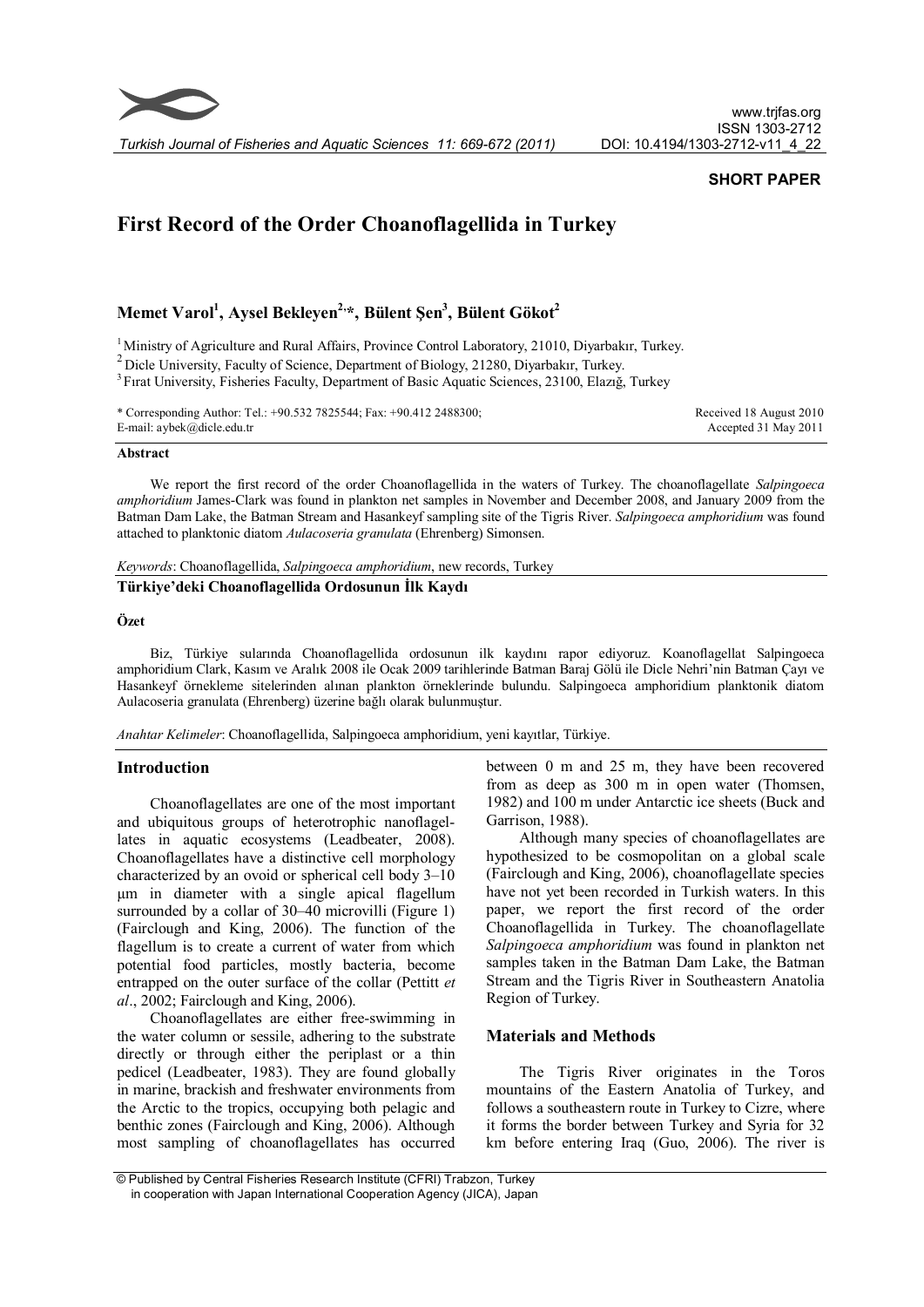**SHORT PAPER**

# First Record of the Order Choanoflagellida in Turkey

**Memet Varol[1], Aysel Bekleyen[2,*], Bülent Şen[3], Bülent Gökot[2]**

[1] Ministry of Agriculture and Rural Affairs, Province Control Laboratory, 21010, Diyarbakır, Turkey.
[2] Dicle University, Faculty of Science, Department of Biology, 21280, Diyarbakır, Turkey.
[3] Fırat University, Fisheries Faculty, Department of Basic Aquatic Sciences, 23100, Elazığ, Turkey

\* Corresponding Author: Tel.: +90.532 7825544; Fax: +90.412 2488300;
E-mail: aybek@dicle.edu.tr

Received 18 August 2010
Accepted 31 May 2011

## Abstract

We report the first record of the order Choanoflagellida in the waters of Turkey. The choanoflagellate *Salpingoeca amphoridium* James-Clark was found in plankton net samples in November and December 2008, and January 2009 from the Batman Dam Lake, the Batman Stream and Hasankeyf sampling site of the Tigris River. *Salpingoeca amphoridium* was found attached to planktonic diatom *Aulacoseria granulata* (Ehrenberg) Simonsen.

*Keywords*: Choanoflagellida, *Salpingoeca amphoridium*, new records, Turkey

**Türkiye'deki Choanoflagellida Ordosunun İlk Kaydı**

## Özet

Biz, Türkiye sularında Choanoflagellida ordosunun ilk kaydını rapor ediyoruz. Koanoflagellat Salpingoeca amphoridium Clark, Kasım ve Aralık 2008 ile Ocak 2009 tarihlerinde Batman Baraj Gölü ile Dicle Nehri'nin Batman Çayı ve Hasankeyf örnekleme sitelerinden alınan plankton örneklerinde bulundu. Salpingoeca amphoridium planktonik diatom Aulacoseria granulata (Ehrenberg) üzerine bağlı olarak bulunmuştur.

*Anahtar Kelimeler*: Choanoflagellida, Salpingoeca amphoridium, yeni kayıtlar, Türkiye.

## Introduction

Choanoflagellates are one of the most important and ubiquitous groups of heterotrophic nanoflagellates in aquatic ecosystems (Leadbeater, 2008). Choanoflagellates have a distinctive cell morphology characterized by an ovoid or spherical cell body 3–10 µm in diameter with a single apical flagellum surrounded by a collar of 30–40 microvilli (Figure 1) (Fairclough and King, 2006). The function of the flagellum is to create a current of water from which potential food particles, mostly bacteria, become entrapped on the outer surface of the collar (Pettitt *et al*., 2002; Fairclough and King, 2006).

Choanoflagellates are either free-swimming in the water column or sessile, adhering to the substrate directly or through either the periplast or a thin pedicel (Leadbeater, 1983). They are found globally in marine, brackish and freshwater environments from the Arctic to the tropics, occupying both pelagic and benthic zones (Fairclough and King, 2006). Although most sampling of choanoflagellates has occurred between 0 m and 25 m, they have been recovered from as deep as 300 m in open water (Thomsen, 1982) and 100 m under Antarctic ice sheets (Buck and Garrison, 1988).

Although many species of choanoflagellates are hypothesized to be cosmopolitan on a global scale (Fairclough and King, 2006), choanoflagellate species have not yet been recorded in Turkish waters. In this paper, we report the first record of the order Choanoflagellida in Turkey. The choanoflagellate *Salpingoeca amphoridium* was found in plankton net samples taken in the Batman Dam Lake, the Batman Stream and the Tigris River in Southeastern Anatolia Region of Turkey.

## Materials and Methods

The Tigris River originates in the Toros mountains of the Eastern Anatolia of Turkey, and follows a southeastern route in Turkey to Cizre, where it forms the border between Turkey and Syria for 32 km before entering Iraq (Guo, 2006). The river is

© Published by Central Fisheries Research Institute (CFRI) Trabzon, Turkey in cooperation with Japan International Cooperation Agency (JICA), Japan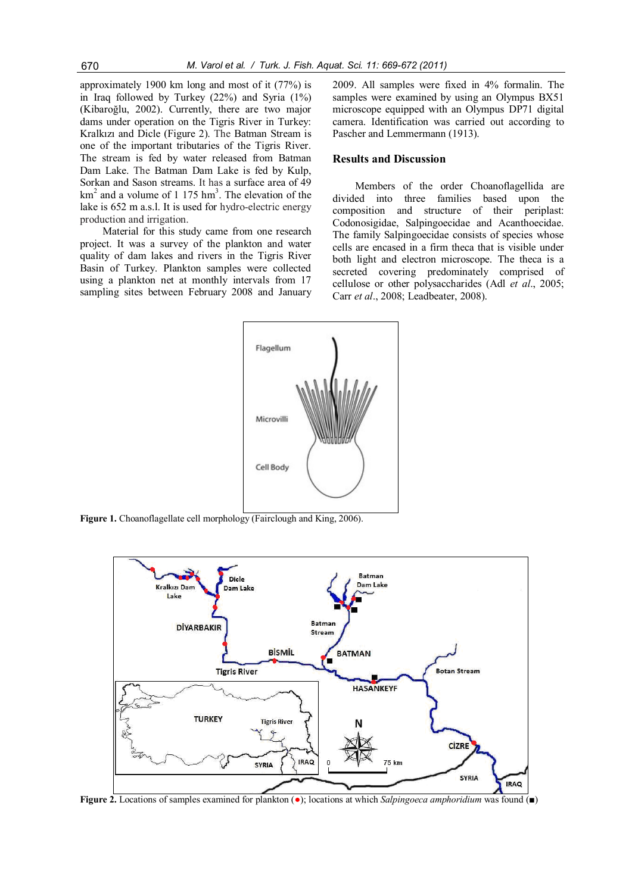approximately 1900 km long and most of it (77%) is in Iraq followed by Turkey (22%) and Syria (1%) (Kibaroğlu, 2002). Currently, there are two major dams under operation on the Tigris River in Turkey: Kralkızı and Dicle (Figure 2). The Batman Stream is one of the important tributaries of the Tigris River. The stream is fed by water released from Batman Dam Lake. The Batman Dam Lake is fed by Kulp, Sorkan and Sason streams. It has a surface area of 49 $km^2$ and a volume of 1 175 $hm^3$. The elevation of the lake is 652 m a.s.l. It is used for hydro-electric energy production and irrigation.

Material for this study came from one research project. It was a survey of the plankton and water quality of dam lakes and rivers in the Tigris River Basin of Turkey. Plankton samples were collected using a plankton net at monthly intervals from 17 sampling sites between February 2008 and January 2009. All samples were fixed in 4% formalin. The samples were examined by using an Olympus BX51 microscope equipped with an Olympus DP71 digital camera. Identification was carried out according to Pascher and Lemmermann (1913).

## Results and Discussion

Members of the order Choanoflagellida are divided into three families based upon the composition and structure of their periplast: Codonosigidae, Salpingoecidae and Acanthoecidae. The family Salpingoecidae consists of species whose cells are encased in a firm theca that is visible under both light and electron microscope. The theca is a secreted covering predominately comprised of cellulose or other polysaccharides (Adl *et al*., 2005; Carr *et al*., 2008; Leadbeater, 2008).

**Figure 1.** Choanoflagellate cell morphology (Fairclough and King, 2006).

**Figure 2.** Locations of samples examined for plankton (●); locations at which *Salpingoeca amphoridium* was found (■)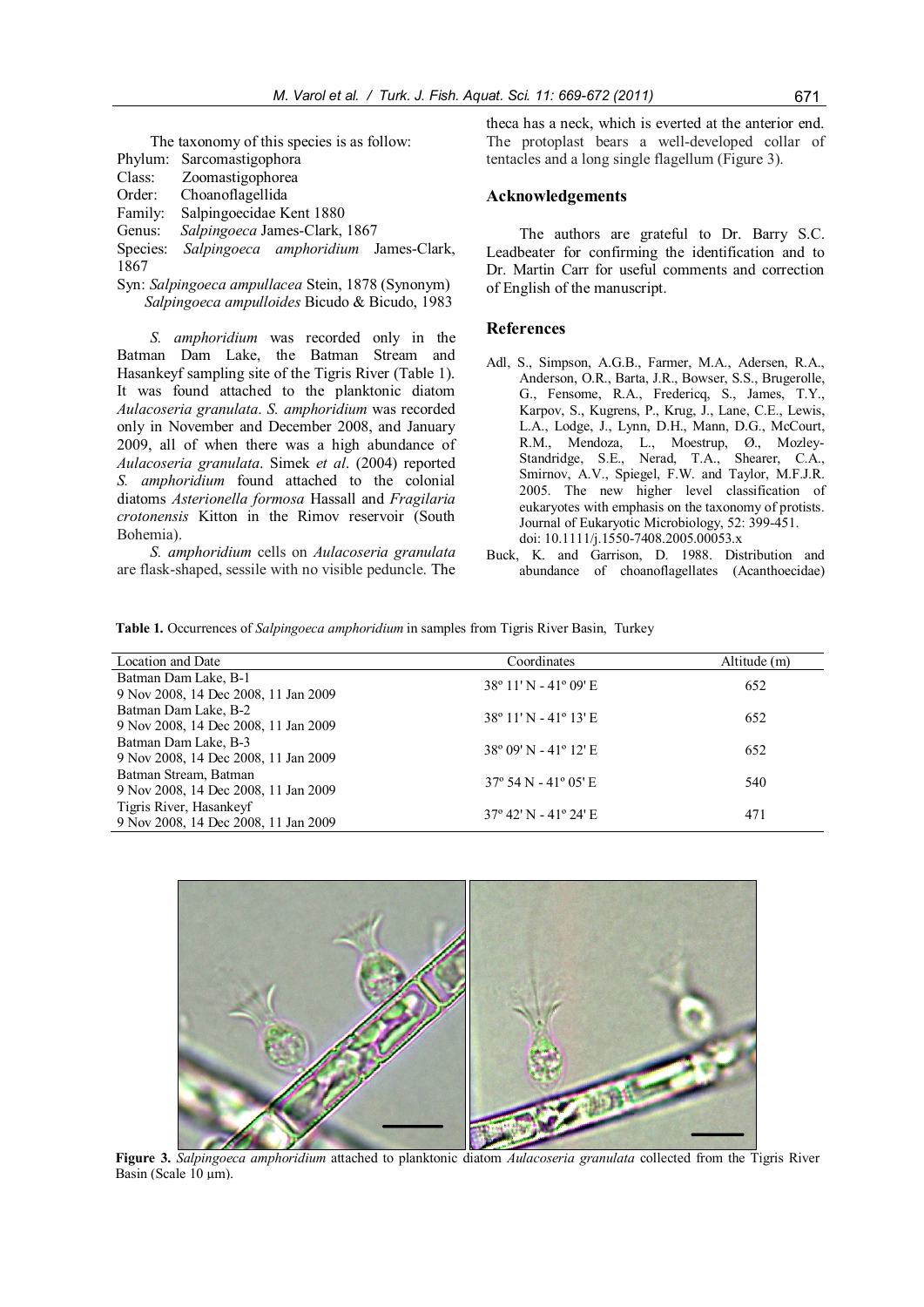The taxonomy of this species is as follow:

Phylum: Sarcomastigophora
Class: Zoomastigophorea
Order: Choanoflagellida
Family: Salpingoecidae Kent 1880
Genus: *Salpingoeca* James-Clark, 1867
Species: *Salpingoeca amphoridium* James-Clark, 1867
Syn: *Salpingoeca ampullacea* Stein, 1878 (Synonym)
*Salpingoeca ampulloides* Bicudo & Bicudo, 1983

*S. amphoridium* was recorded only in the Batman Dam Lake, the Batman Stream and Hasankeyf sampling site of the Tigris River (Table 1). It was found attached to the planktonic diatom *Aulacoseria granulata*. *S. amphoridium* was recorded only in November and December 2008, and January 2009, all of when there was a high abundance of *Aulacoseria granulata*. Simek *et al*. (2004) reported *S. amphoridium* found attached to the colonial diatoms *Asterionella formosa* Hassall and *Fragilaria crotonensis* Kitton in the Rimov reservoir (South Bohemia).

*S. amphoridium* cells on *Aulacoseria granulata* are flask-shaped, sessile with no visible peduncle. The theca has a neck, which is everted at the anterior end. The protoplast bears a well-developed collar of tentacles and a long single flagellum (Figure 3).

## Acknowledgements

The authors are grateful to Dr. Barry S.C. Leadbeater for confirming the identification and to Dr. Martin Carr for useful comments and correction of English of the manuscript.

## References

Adl, S., Simpson, A.G.B., Farmer, M.A., Adersen, R.A., Anderson, O.R., Barta, J.R., Bowser, S.S., Brugerolle, G., Fensome, R.A., Fredericq, S., James, T.Y., Karpov, S., Kugrens, P., Krug, J., Lane, C.E., Lewis, L.A., Lodge, J., Lynn, D.H., Mann, D.G., McCourt, R.M., Mendoza, L., Moestrup, Ø., Mozley-Standridge, S.E., Nerad, T.A., Shearer, C.A., Smirnov, A.V., Spiegel, F.W. and Taylor, M.F.J.R. 2005. The new higher level classification of eukaryotes with emphasis on the taxonomy of protists. Journal of Eukaryotic Microbiology, 52: 399-451. doi: 10.1111/j.1550-7408.2005.00053.x

Buck, K. and Garrison, D. 1988. Distribution and abundance of choanoflagellates (Acanthoecidae)

**Table 1.** Occurrences of *Salpingoeca amphoridium* in samples from Tigris River Basin, Turkey

| Location and Date | Coordinates | Altitude (m) |
|---|---|---|
| Batman Dam Lake, B-1<br>9 Nov 2008, 14 Dec 2008, 11 Jan 2009 | 38º 11' N - 41º 09' E | 652 |
| Batman Dam Lake, B-2<br>9 Nov 2008, 14 Dec 2008, 11 Jan 2009 | 38º 11' N - 41º 13' E | 652 |
| Batman Dam Lake, B-3<br>9 Nov 2008, 14 Dec 2008, 11 Jan 2009 | 38º 09' N - 41º 12' E | 652 |
| Batman Stream, Batman<br>9 Nov 2008, 14 Dec 2008, 11 Jan 2009 | 37º 54 N - 41º 05' E | 540 |
| Tigris River, Hasankeyf<br>9 Nov 2008, 14 Dec 2008, 11 Jan 2009 | 37º 42' N - 41º 24' E | 471 |

**Figure 3.** *Salpingoeca amphoridium* attached to planktonic diatom *Aulacoseria granulata* collected from the Tigris River Basin (Scale 10 µm).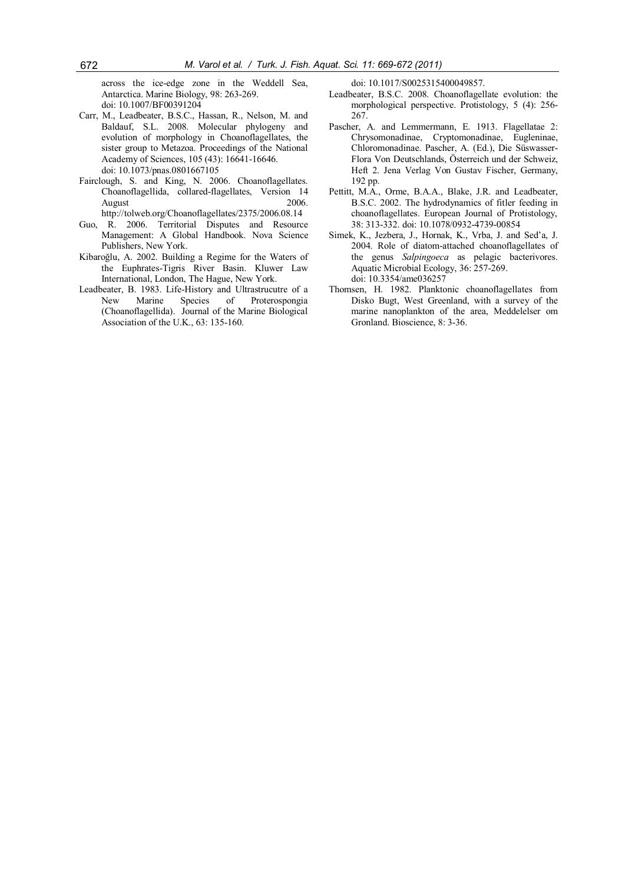across the ice-edge zone in the Weddell Sea, Antarctica. Marine Biology, 98: 263-269. doi: 10.1007/BF00391204

Carr, M., Leadbeater, B.S.C., Hassan, R., Nelson, M. and Baldauf, S.L. 2008. Molecular phylogeny and evolution of morphology in Choanoflagellates, the sister group to Metazoa. Proceedings of the National Academy of Sciences, 105 (43): 16641-16646. doi: 10.1073/pnas.0801667105

Fairclough, S. and King, N. 2006. Choanoflagellates. Choanoflagellida, collared-flagellates, Version 14 August 2006. http://tolweb.org/Choanoflagellates/2375/2006.08.14

Guo, R. 2006. Territorial Disputes and Resource Management: A Global Handbook. Nova Science Publishers, New York.

Kibaroğlu, A. 2002. Building a Regime for the Waters of the Euphrates-Tigris River Basin. Kluwer Law International, London, The Hague, New York.

Leadbeater, B. 1983. Life-History and Ultrastrucutre of a New Marine Species of Proterospongia (Choanoflagellida). Journal of the Marine Biological Association of the U.K., 63: 135-160. doi: 10.1017/S0025315400049857.

Leadbeater, B.S.C. 2008. Choanoflagellate evolution: the morphological perspective. Protistology, 5 (4): 256-267.

Pascher, A. and Lemmermann, E. 1913. Flagellatae 2: Chrysomonadinae, Cryptomonadinae, Eugleninae, Chloromonadinae. Pascher, A. (Ed.), Die Süswasser-Flora Von Deutschlands, Österreich und der Schweiz, Heft 2. Jena Verlag Von Gustav Fischer, Germany, 192 pp.

Pettitt, M.A., Orme, B.A.A., Blake, J.R. and Leadbeater, B.S.C. 2002. The hydrodynamics of fitler feeding in choanoflagellates. European Journal of Protistology, 38: 313-332. doi: 10.1078/0932-4739-00854

Simek, K., Jezbera, J., Hornak, K., Vrba, J. and Sed'a, J. 2004. Role of diatom-attached choanoflagellates of the genus *Salpingoeca* as pelagic bacterivores. Aquatic Microbial Ecology, 36: 257-269. doi: 10.3354/ame036257

Thomsen, H. 1982. Planktonic choanoflagellates from Disko Bugt, West Greenland, with a survey of the marine nanoplankton of the area, Meddelelser om Gronland. Bioscience, 8: 3-36.